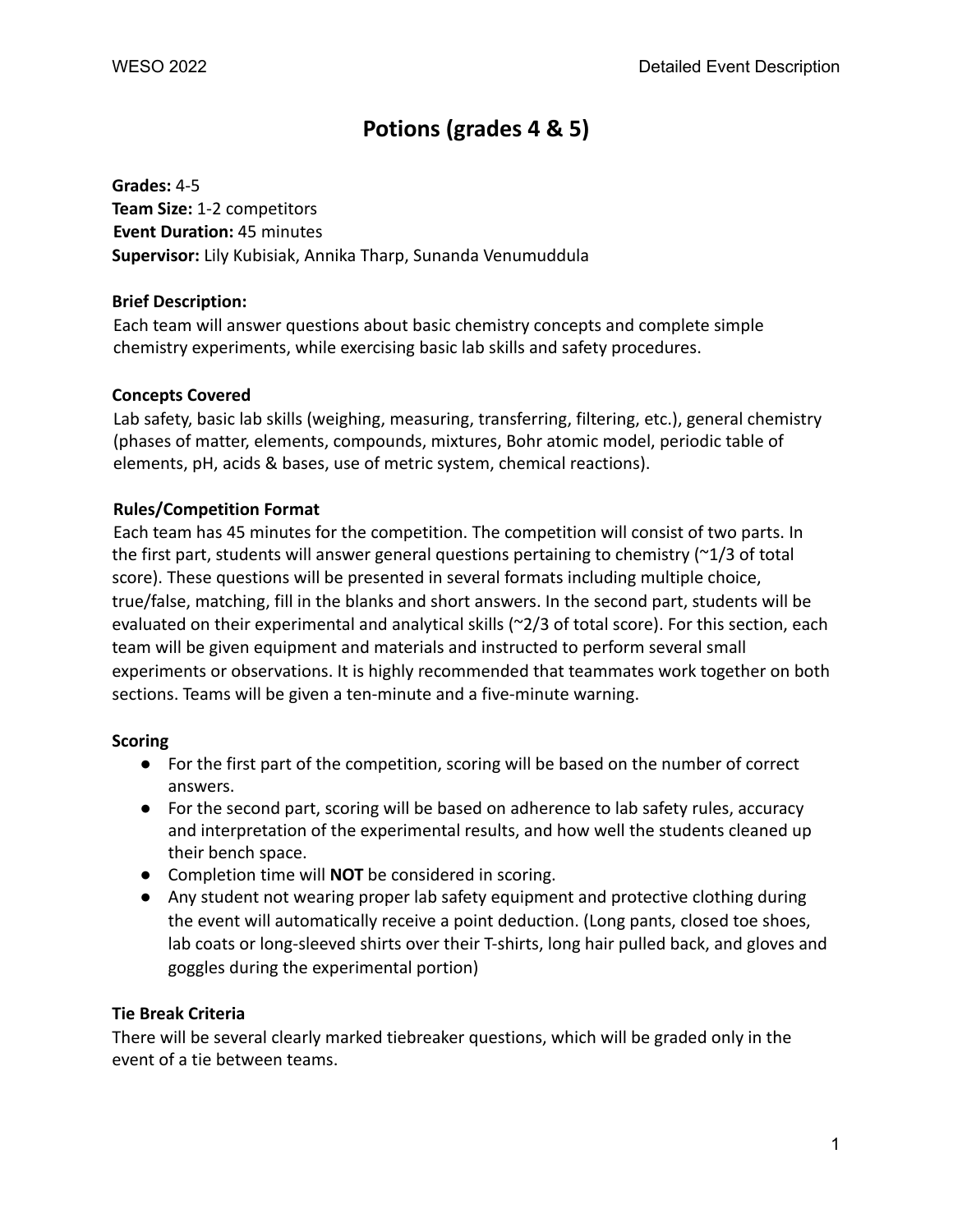# Potions (grades 4 & 5)

**Grades:** 4-5
**Team Size:** 1-2 competitors
**Event Duration:** 45 minutes
**Supervisor:** Lily Kubisiak, Annika Tharp, Sunanda Venumuddula

**Brief Description:**
Each team will answer questions about basic chemistry concepts and complete simple chemistry experiments, while exercising basic lab skills and safety procedures.

**Concepts Covered**
Lab safety, basic lab skills (weighing, measuring, transferring, filtering, etc.), general chemistry (phases of matter, elements, compounds, mixtures, Bohr atomic model, periodic table of elements, pH, acids & bases, use of metric system, chemical reactions).

**Rules/Competition Format**
Each team has 45 minutes for the competition. The competition will consist of two parts. In the first part, students will answer general questions pertaining to chemistry (~1/3 of total score). These questions will be presented in several formats including multiple choice, true/false, matching, fill in the blanks and short answers. In the second part, students will be evaluated on their experimental and analytical skills (~2/3 of total score). For this section, each team will be given equipment and materials and instructed to perform several small experiments or observations. It is highly recommended that teammates work together on both sections. Teams will be given a ten-minute and a five-minute warning.

**Scoring**

- For the first part of the competition, scoring will be based on the number of correct answers.
- For the second part, scoring will be based on adherence to lab safety rules, accuracy and interpretation of the experimental results, and how well the students cleaned up their bench space.
- Completion time will **NOT** be considered in scoring.
- Any student not wearing proper lab safety equipment and protective clothing during the event will automatically receive a point deduction. (Long pants, closed toe shoes, lab coats or long-sleeved shirts over their T-shirts, long hair pulled back, and gloves and goggles during the experimental portion)

**Tie Break Criteria**
There will be several clearly marked tiebreaker questions, which will be graded only in the event of a tie between teams.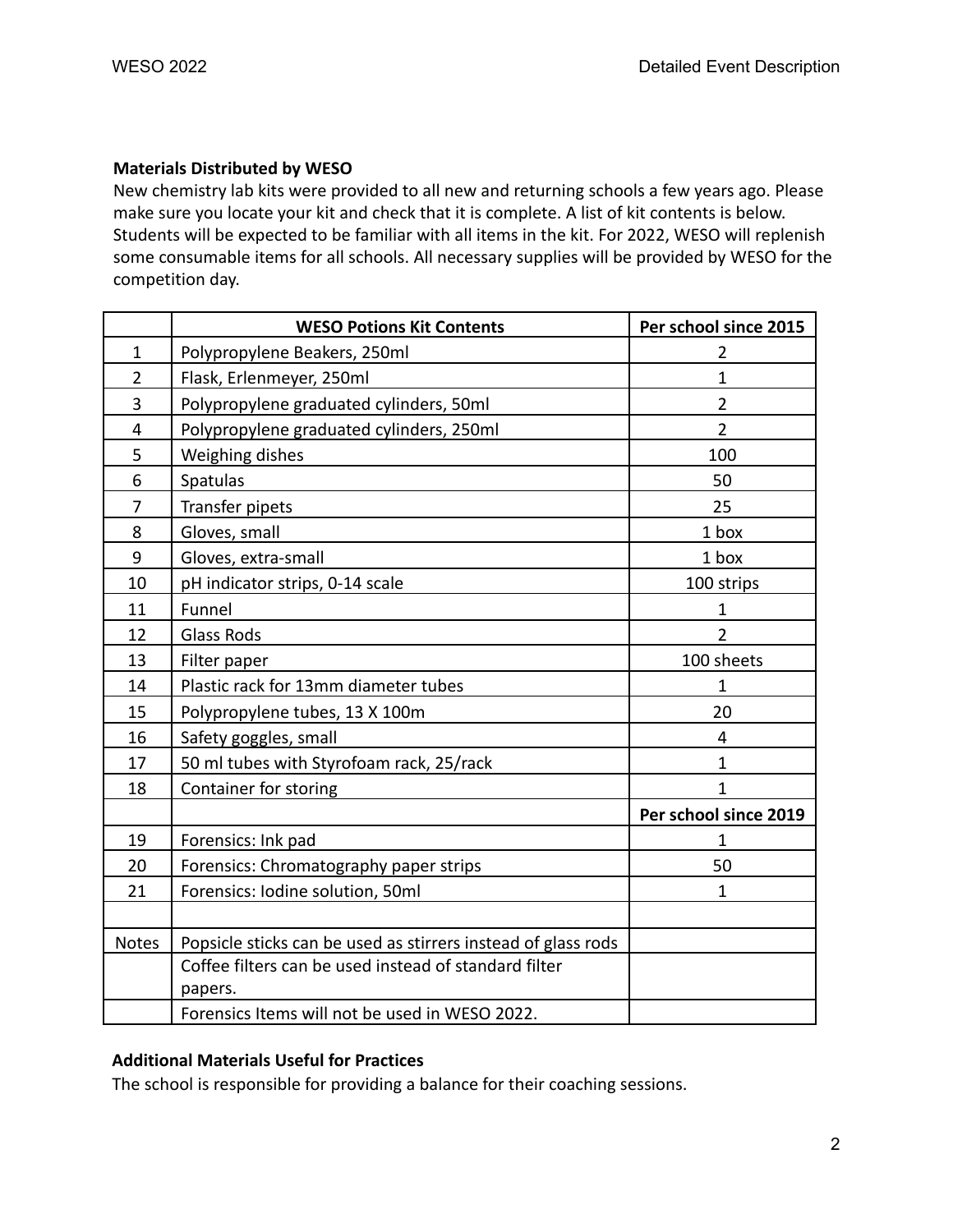**Materials Distributed by WESO**

New chemistry lab kits were provided to all new and returning schools a few years ago. Please make sure you locate your kit and check that it is complete. A list of kit contents is below. Students will be expected to be familiar with all items in the kit. For 2022, WESO will replenish some consumable items for all schools. All necessary supplies will be provided by WESO for the competition day.

| | WESO Potions Kit Contents | Per school since 2015 |
|---|---|---|
| 1 | Polypropylene Beakers, 250ml | 2 |
| 2 | Flask, Erlenmeyer, 250ml | 1 |
| 3 | Polypropylene graduated cylinders, 50ml | 2 |
| 4 | Polypropylene graduated cylinders, 250ml | 2 |
| 5 | Weighing dishes | 100 |
| 6 | Spatulas | 50 |
| 7 | Transfer pipets | 25 |
| 8 | Gloves, small | 1 box |
| 9 | Gloves, extra-small | 1 box |
| 10 | pH indicator strips, 0-14 scale | 100 strips |
| 11 | Funnel | 1 |
| 12 | Glass Rods | 2 |
| 13 | Filter paper | 100 sheets |
| 14 | Plastic rack for 13mm diameter tubes | 1 |
| 15 | Polypropylene tubes, 13 X 100m | 20 |
| 16 | Safety goggles, small | 4 |
| 17 | 50 ml tubes with Styrofoam rack, 25/rack | 1 |
| 18 | Container for storing | 1 |
| | | **Per school since 2019** |
| 19 | Forensics: Ink pad | 1 |
| 20 | Forensics: Chromatography paper strips | 50 |
| 21 | Forensics: Iodine solution, 50ml | 1 |
| | | |
| Notes | Popsicle sticks can be used as stirrers instead of glass rods | |
| | Coffee filters can be used instead of standard filter papers. | |
| | Forensics Items will not be used in WESO 2022. | |

**Additional Materials Useful for Practices**

The school is responsible for providing a balance for their coaching sessions.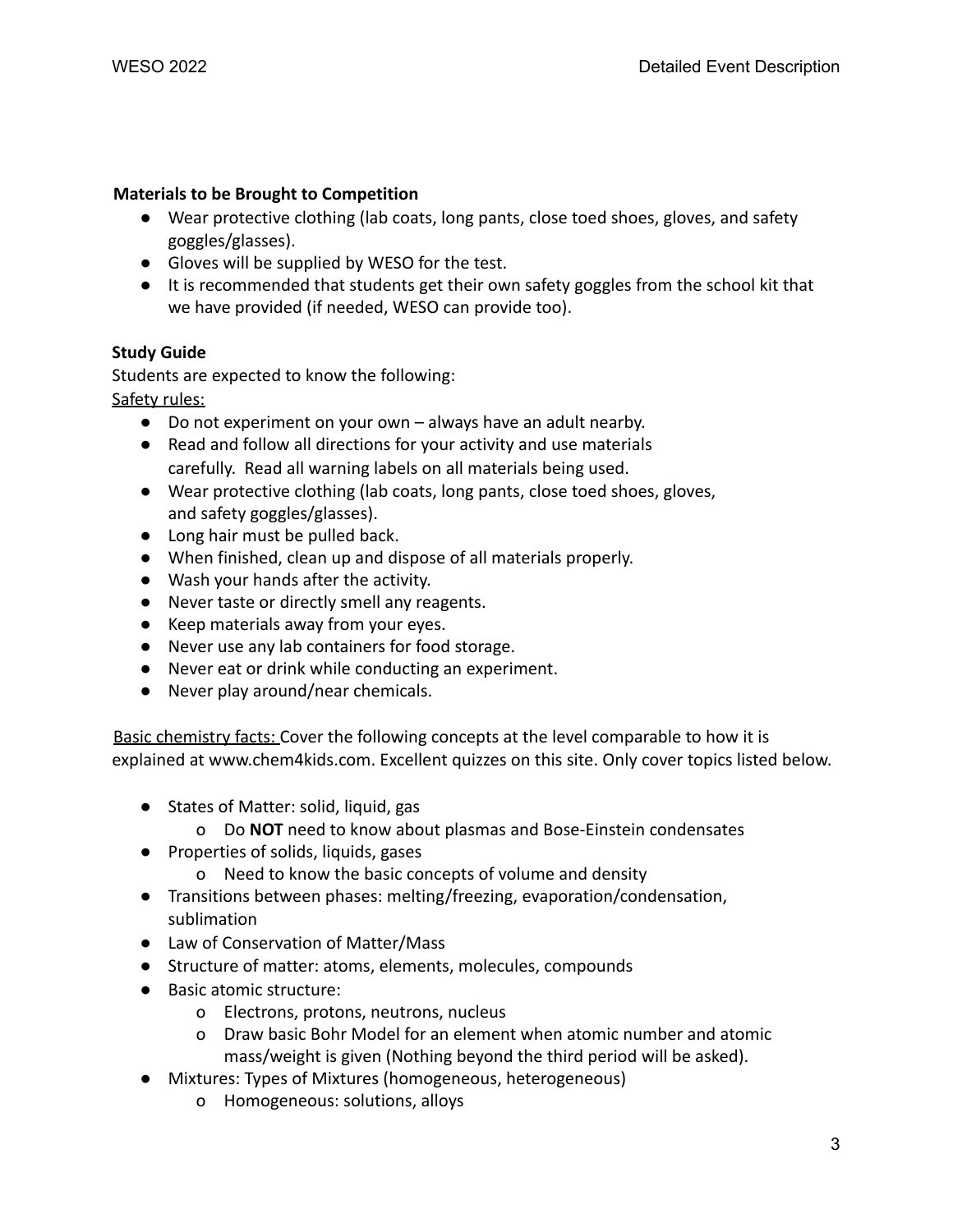**Materials to be Brought to Competition**

- Wear protective clothing (lab coats, long pants, close toed shoes, gloves, and safety goggles/glasses).
- Gloves will be supplied by WESO for the test.
- It is recommended that students get their own safety goggles from the school kit that we have provided (if needed, WESO can provide too).

**Study Guide**

Students are expected to know the following:

Safety rules:

- Do not experiment on your own – always have an adult nearby.
- Read and follow all directions for your activity and use materials carefully. Read all warning labels on all materials being used.
- Wear protective clothing (lab coats, long pants, close toed shoes, gloves, and safety goggles/glasses).
- Long hair must be pulled back.
- When finished, clean up and dispose of all materials properly.
- Wash your hands after the activity.
- Never taste or directly smell any reagents.
- Keep materials away from your eyes.
- Never use any lab containers for food storage.
- Never eat or drink while conducting an experiment.
- Never play around/near chemicals.

Basic chemistry facts: Cover the following concepts at the level comparable to how it is explained at www.chem4kids.com. Excellent quizzes on this site. Only cover topics listed below.

- States of Matter: solid, liquid, gas
  - Do **NOT** need to know about plasmas and Bose-Einstein condensates
- Properties of solids, liquids, gases
  - Need to know the basic concepts of volume and density
- Transitions between phases: melting/freezing, evaporation/condensation, sublimation
- Law of Conservation of Matter/Mass
- Structure of matter: atoms, elements, molecules, compounds
- Basic atomic structure:
  - Electrons, protons, neutrons, nucleus
  - Draw basic Bohr Model for an element when atomic number and atomic mass/weight is given (Nothing beyond the third period will be asked).
- Mixtures: Types of Mixtures (homogeneous, heterogeneous)
  - Homogeneous: solutions, alloys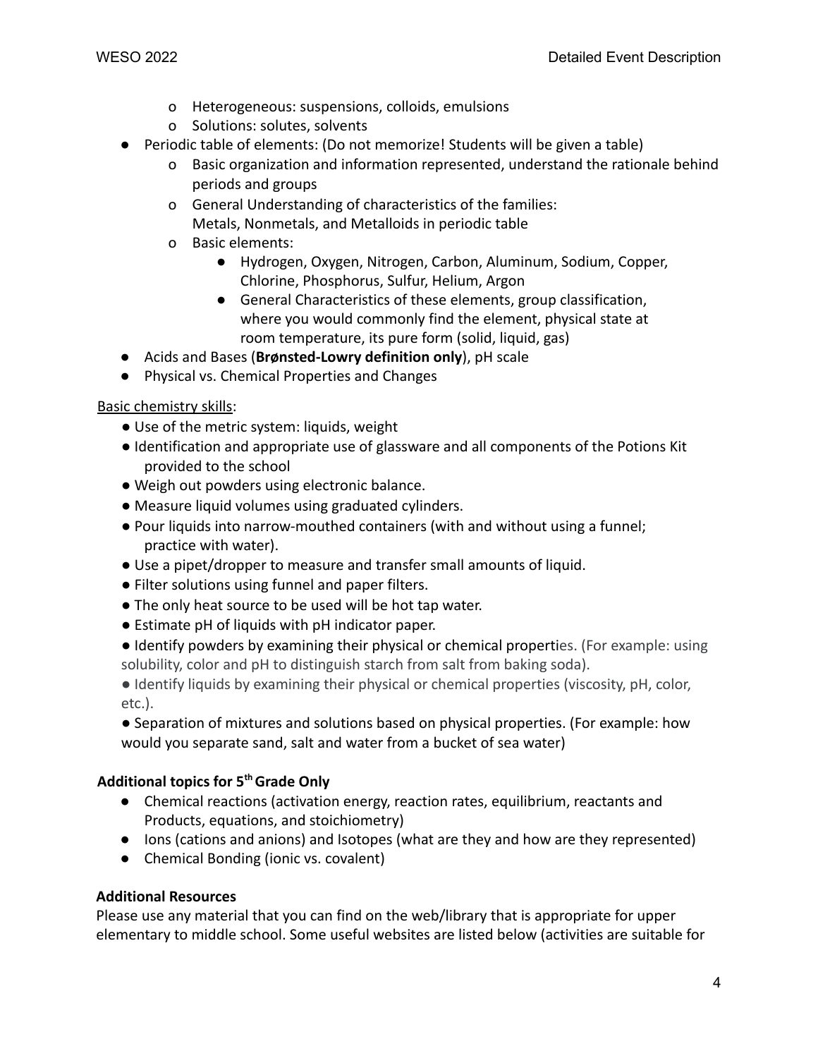- Heterogeneous: suspensions, colloids, emulsions
  - Solutions: solutes, solvents
- Periodic table of elements: (Do not memorize! Students will be given a table)
  - Basic organization and information represented, understand the rationale behind periods and groups
  - General Understanding of characteristics of the families: Metals, Nonmetals, and Metalloids in periodic table
  - Basic elements:
    - Hydrogen, Oxygen, Nitrogen, Carbon, Aluminum, Sodium, Copper, Chlorine, Phosphorus, Sulfur, Helium, Argon
    - General Characteristics of these elements, group classification, where you would commonly find the element, physical state at room temperature, its pure form (solid, liquid, gas)
- Acids and Bases (**Brønsted-Lowry definition only**), pH scale
- Physical vs. Chemical Properties and Changes

Basic chemistry skills:

- Use of the metric system: liquids, weight
- Identification and appropriate use of glassware and all components of the Potions Kit provided to the school
- Weigh out powders using electronic balance.
- Measure liquid volumes using graduated cylinders.
- Pour liquids into narrow-mouthed containers (with and without using a funnel; practice with water).
- Use a pipet/dropper to measure and transfer small amounts of liquid.
- Filter solutions using funnel and paper filters.
- The only heat source to be used will be hot tap water.
- Estimate pH of liquids with pH indicator paper.
- Identify powders by examining their physical or chemical properties. (For example: using solubility, color and pH to distinguish starch from salt from baking soda).
- Identify liquids by examining their physical or chemical properties (viscosity, pH, color, etc.).
- Separation of mixtures and solutions based on physical properties. (For example: how would you separate sand, salt and water from a bucket of sea water)

**Additional topics for 5th Grade Only**

- Chemical reactions (activation energy, reaction rates, equilibrium, reactants and Products, equations, and stoichiometry)
- Ions (cations and anions) and Isotopes (what are they and how are they represented)
- Chemical Bonding (ionic vs. covalent)

**Additional Resources**

Please use any material that you can find on the web/library that is appropriate for upper elementary to middle school. Some useful websites are listed below (activities are suitable for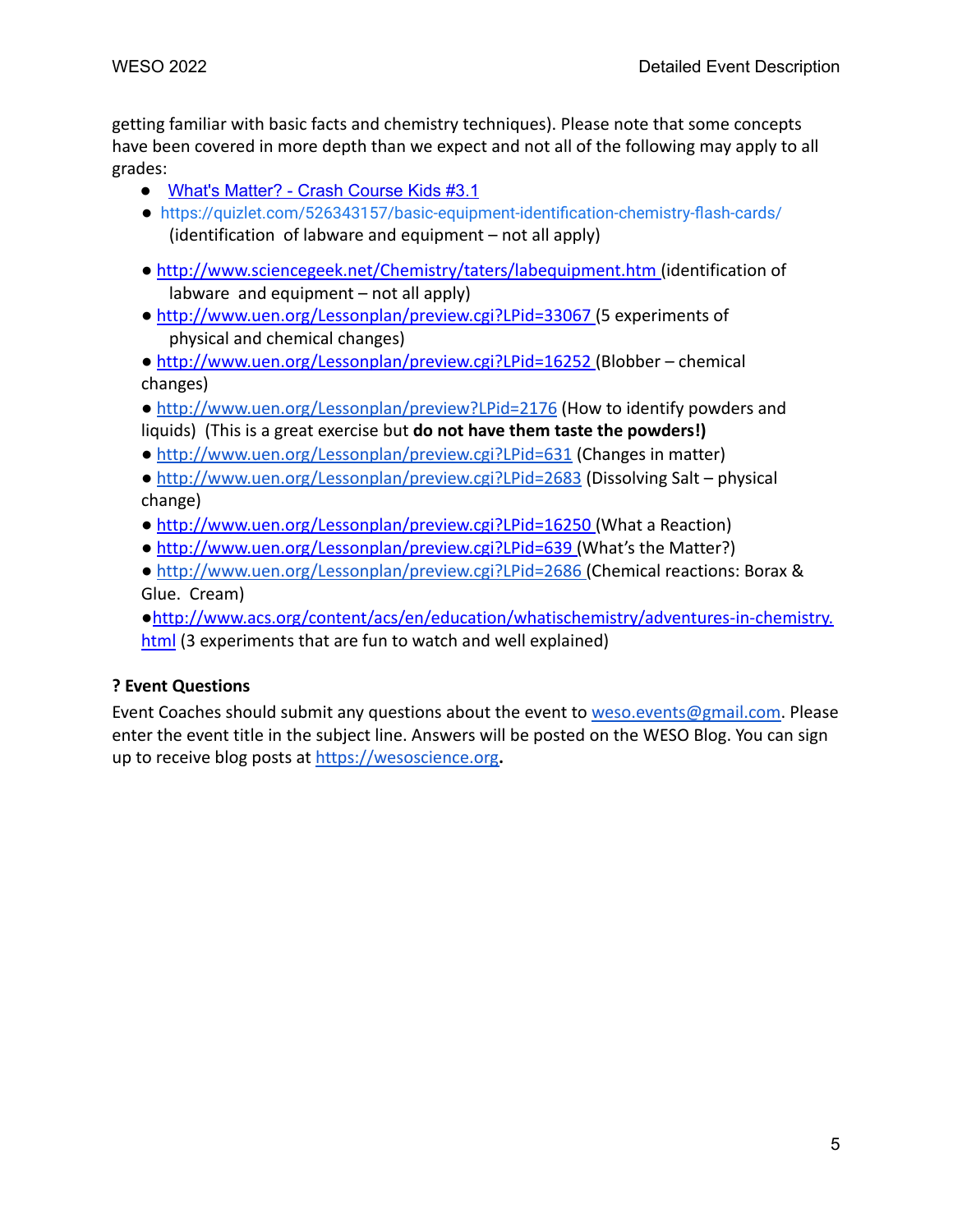getting familiar with basic facts and chemistry techniques). Please note that some concepts have been covered in more depth than we expect and not all of the following may apply to all grades:

- [What's Matter? - Crash Course Kids #3.1](What's Matter? - Crash Course Kids #3.1)
- https://quizlet.com/526343157/basic-equipment-identification-chemistry-flash-cards/ (identification of labware and equipment – not all apply)
- http://www.sciencegeek.net/Chemistry/taters/labequipment.htm (identification of labware and equipment – not all apply)
- http://www.uen.org/Lessonplan/preview.cgi?LPid=33067 (5 experiments of physical and chemical changes)
- http://www.uen.org/Lessonplan/preview.cgi?LPid=16252 (Blobber – chemical changes)
- http://www.uen.org/Lessonplan/preview?LPid=2176 (How to identify powders and liquids) (This is a great exercise but **do not have them taste the powders!)**
- http://www.uen.org/Lessonplan/preview.cgi?LPid=631 (Changes in matter)
- http://www.uen.org/Lessonplan/preview.cgi?LPid=2683 (Dissolving Salt – physical change)
- http://www.uen.org/Lessonplan/preview.cgi?LPid=16250 (What a Reaction)
- http://www.uen.org/Lessonplan/preview.cgi?LPid=639 (What's the Matter?)
- http://www.uen.org/Lessonplan/preview.cgi?LPid=2686 (Chemical reactions: Borax & Glue. Cream)
- http://www.acs.org/content/acs/en/education/whatischemistry/adventures-in-chemistry.html (3 experiments that are fun to watch and well explained)

**? Event Questions**

Event Coaches should submit any questions about the event to weso.events@gmail.com. Please enter the event title in the subject line. Answers will be posted on the WESO Blog. You can sign up to receive blog posts at https://wesoscience.org**.**